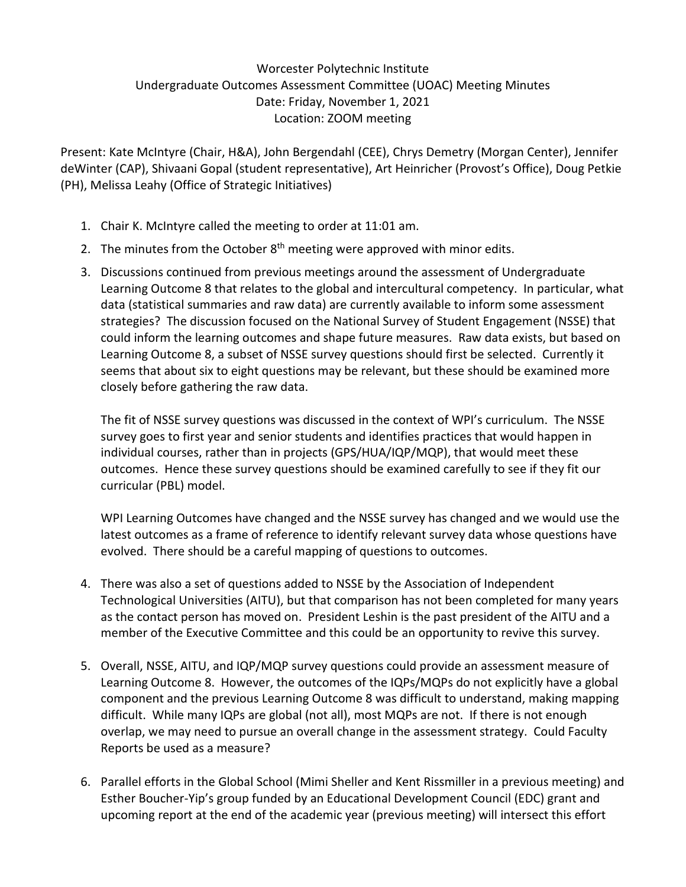Worcester Polytechnic Institute
Undergraduate Outcomes Assessment Committee (UOAC) Meeting Minutes
Date: Friday, November 1, 2021
Location: ZOOM meeting

Present: Kate McIntyre (Chair, H&A), John Bergendahl (CEE), Chrys Demetry (Morgan Center), Jennifer deWinter (CAP), Shivaani Gopal (student representative), Art Heinricher (Provost's Office), Doug Petkie (PH), Melissa Leahy (Office of Strategic Initiatives)

1. Chair K. McIntyre called the meeting to order at 11:01 am.
2. The minutes from the October 8th meeting were approved with minor edits.
3. Discussions continued from previous meetings around the assessment of Undergraduate Learning Outcome 8 that relates to the global and intercultural competency. In particular, what data (statistical summaries and raw data) are currently available to inform some assessment strategies? The discussion focused on the National Survey of Student Engagement (NSSE) that could inform the learning outcomes and shape future measures. Raw data exists, but based on Learning Outcome 8, a subset of NSSE survey questions should first be selected. Currently it seems that about six to eight questions may be relevant, but these should be examined more closely before gathering the raw data.

   The fit of NSSE survey questions was discussed in the context of WPI's curriculum. The NSSE survey goes to first year and senior students and identifies practices that would happen in individual courses, rather than in projects (GPS/HUA/IQP/MQP), that would meet these outcomes. Hence these survey questions should be examined carefully to see if they fit our curricular (PBL) model.

   WPI Learning Outcomes have changed and the NSSE survey has changed and we would use the latest outcomes as a frame of reference to identify relevant survey data whose questions have evolved. There should be a careful mapping of questions to outcomes.

4. There was also a set of questions added to NSSE by the Association of Independent Technological Universities (AITU), but that comparison has not been completed for many years as the contact person has moved on. President Leshin is the past president of the AITU and a member of the Executive Committee and this could be an opportunity to revive this survey.

5. Overall, NSSE, AITU, and IQP/MQP survey questions could provide an assessment measure of Learning Outcome 8. However, the outcomes of the IQPs/MQPs do not explicitly have a global component and the previous Learning Outcome 8 was difficult to understand, making mapping difficult. While many IQPs are global (not all), most MQPs are not. If there is not enough overlap, we may need to pursue an overall change in the assessment strategy. Could Faculty Reports be used as a measure?

6. Parallel efforts in the Global School (Mimi Sheller and Kent Rissmiller in a previous meeting) and Esther Boucher-Yip's group funded by an Educational Development Council (EDC) grant and upcoming report at the end of the academic year (previous meeting) will intersect this effort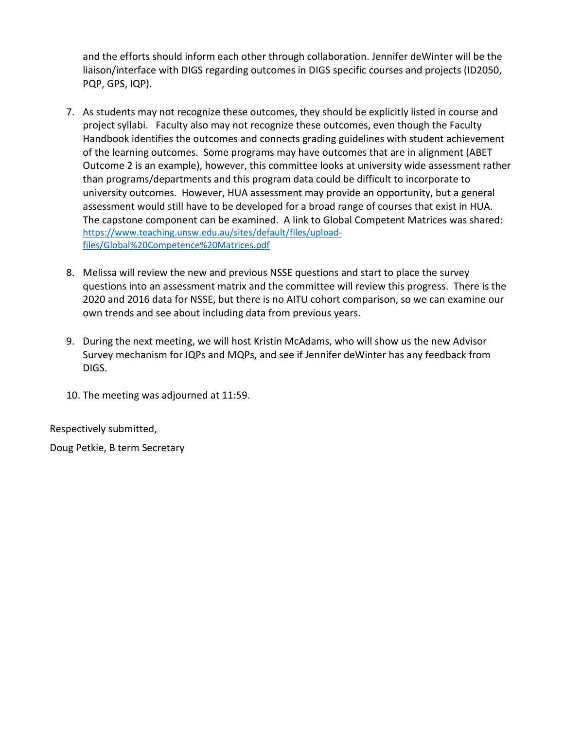and the efforts should inform each other through collaboration. Jennifer deWinter will be the liaison/interface with DIGS regarding outcomes in DIGS specific courses and projects (ID2050, PQP, GPS, IQP).

7. As students may not recognize these outcomes, they should be explicitly listed in course and project syllabi. Faculty also may not recognize these outcomes, even though the Faculty Handbook identifies the outcomes and connects grading guidelines with student achievement of the learning outcomes. Some programs may have outcomes that are in alignment (ABET Outcome 2 is an example), however, this committee looks at university wide assessment rather than programs/departments and this program data could be difficult to incorporate to university outcomes. However, HUA assessment may provide an opportunity, but a general assessment would still have to be developed for a broad range of courses that exist in HUA. The capstone component can be examined. A link to Global Competent Matrices was shared: https://www.teaching.unsw.edu.au/sites/default/files/upload-files/Global%20Competence%20Matrices.pdf

8. Melissa will review the new and previous NSSE questions and start to place the survey questions into an assessment matrix and the committee will review this progress. There is the 2020 and 2016 data for NSSE, but there is no AITU cohort comparison, so we can examine our own trends and see about including data from previous years.

9. During the next meeting, we will host Kristin McAdams, who will show us the new Advisor Survey mechanism for IQPs and MQPs, and see if Jennifer deWinter has any feedback from DIGS.

10. The meeting was adjourned at 11:59.

Respectively submitted,

Doug Petkie, B term Secretary